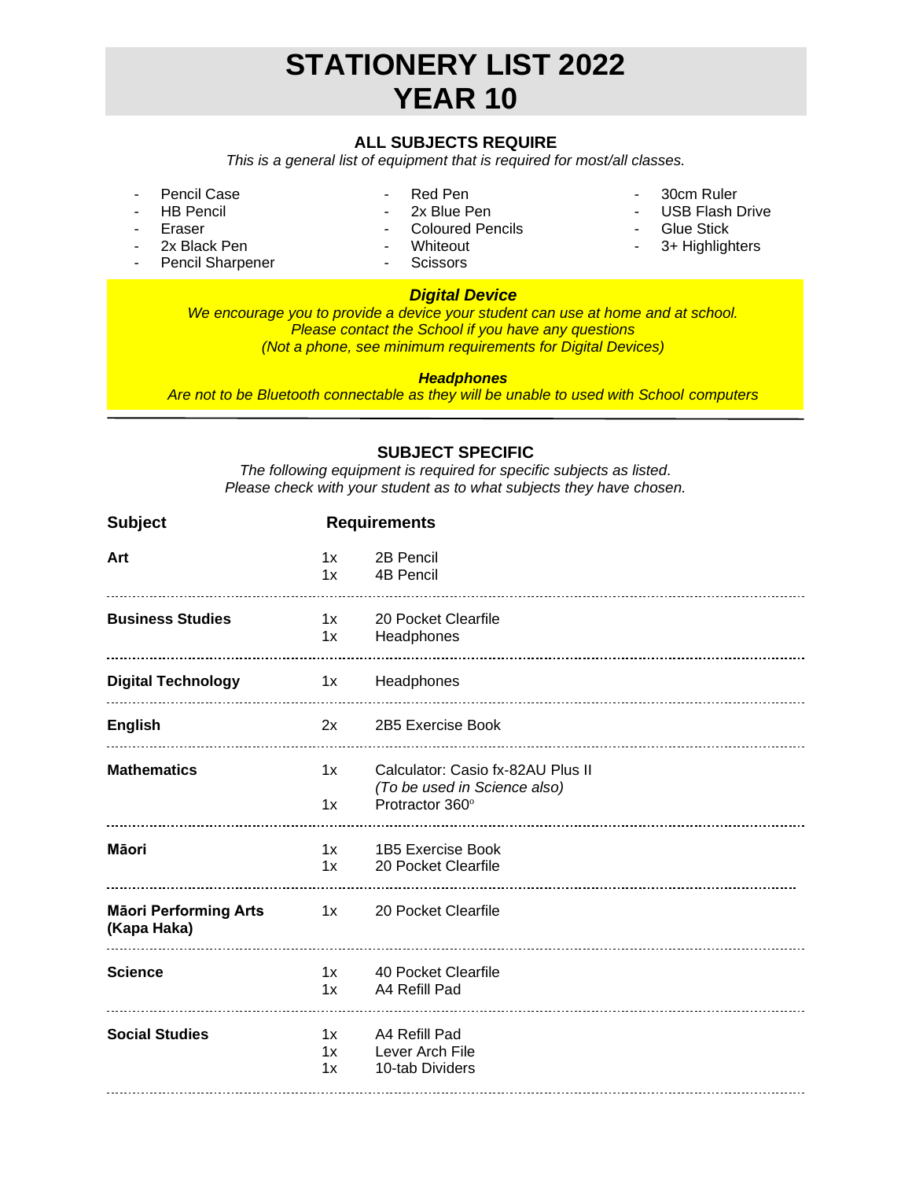# STATIONERY LIST 2022
# YEAR 10

## ALL SUBJECTS REQUIRE

*This is a general list of equipment that is required for most/all classes.*

- Pencil Case
- HB Pencil
- Eraser
- 2x Black Pen
- Pencil Sharpener
- Red Pen
- 2x Blue Pen
- Coloured Pencils
- Whiteout
- Scissors
- 30cm Ruler
- USB Flash Drive
- Glue Stick
- 3+ Highlighters

***Digital Device***

*We encourage you to provide a device your student can use at home and at school.*
*Please contact the School if you have any questions*
*(Not a phone, see minimum requirements for Digital Devices)*

***Headphones***

*Are not to be Bluetooth connectable as they will be unable to used with School computers*

## SUBJECT SPECIFIC

*The following equipment is required for specific subjects as listed.*
*Please check with your student as to what subjects they have chosen.*

| Subject | Qty | Requirements |
|---|---|---|
| **Art** | 1x | 2B Pencil |
| | 1x | 4B Pencil |
| **Business Studies** | 1x | 20 Pocket Clearfile |
| | 1x | Headphones |
| **Digital Technology** | 1x | Headphones |
| **English** | 2x | 2B5 Exercise Book |
| **Mathematics** | 1x | Calculator: Casio fx-82AU Plus II *(To be used in Science also)* |
| | 1x | Protractor 360° |
| **Māori** | 1x | 1B5 Exercise Book |
| | 1x | 20 Pocket Clearfile |
| **Māori Performing Arts (Kapa Haka)** | 1x | 20 Pocket Clearfile |
| **Science** | 1x | 40 Pocket Clearfile |
| | 1x | A4 Refill Pad |
| **Social Studies** | 1x | A4 Refill Pad |
| | 1x | Lever Arch File |
| | 1x | 10-tab Dividers |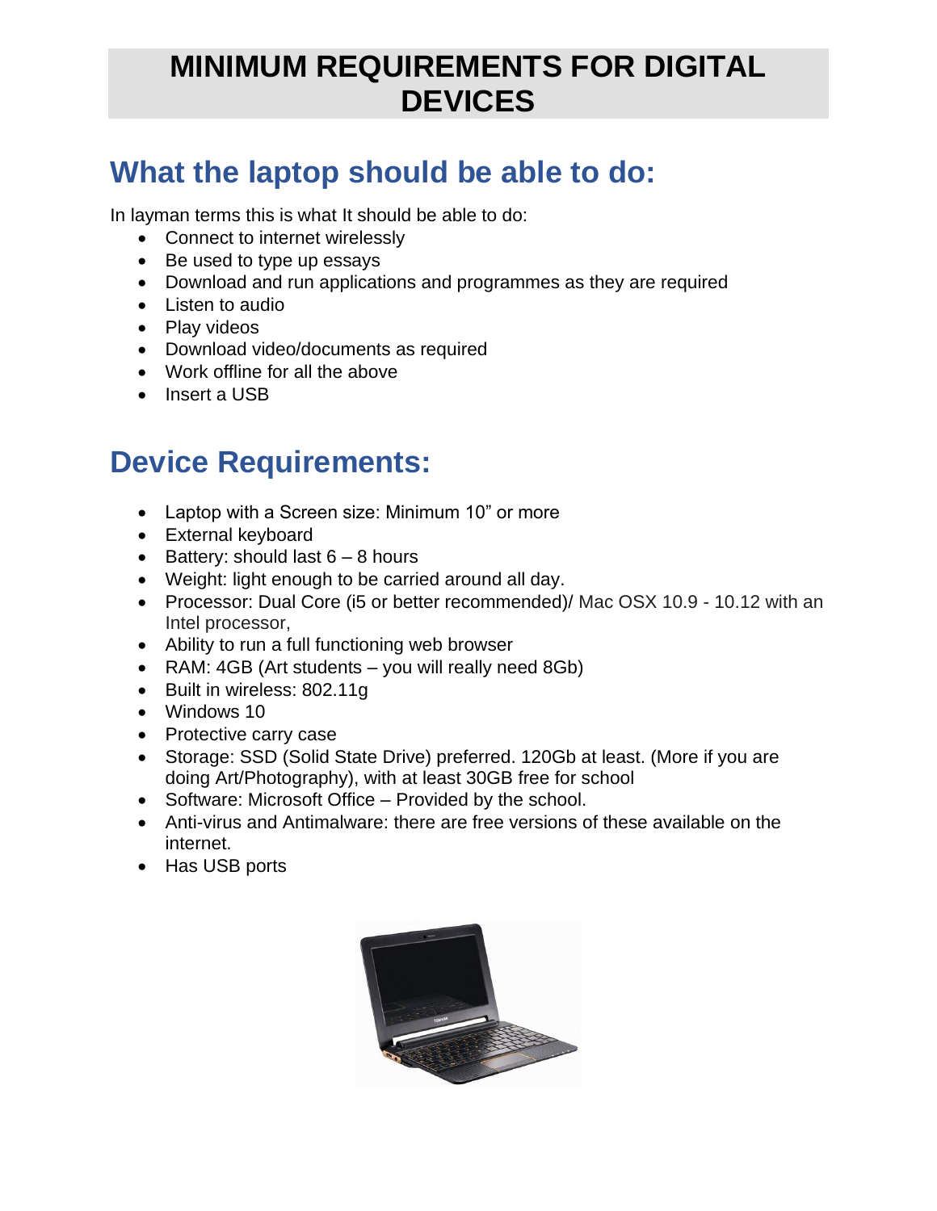# MINIMUM REQUIREMENTS FOR DIGITAL DEVICES

## What the laptop should be able to do:

In layman terms this is what It should be able to do:

- Connect to internet wirelessly
- Be used to type up essays
- Download and run applications and programmes as they are required
- Listen to audio
- Play videos
- Download video/documents as required
- Work offline for all the above
- Insert a USB

## Device Requirements:

- Laptop with a Screen size: Minimum 10" or more
- External keyboard
- Battery: should last 6 – 8 hours
- Weight: light enough to be carried around all day.
- Processor: Dual Core (i5 or better recommended)/ Mac OSX 10.9 - 10.12 with an Intel processor,
- Ability to run a full functioning web browser
- RAM: 4GB (Art students – you will really need 8Gb)
- Built in wireless: 802.11g
- Windows 10
- Protective carry case
- Storage: SSD (Solid State Drive) preferred. 120Gb at least. (More if you are doing Art/Photography), with at least 30GB free for school
- Software: Microsoft Office – Provided by the school.
- Anti-virus and Antimalware: there are free versions of these available on the internet.
- Has USB ports